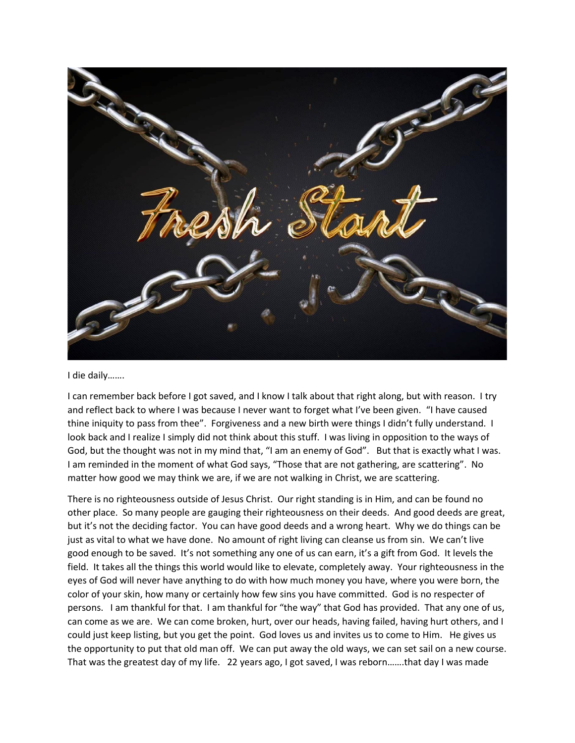I die daily…….

I can remember back before I got saved, and I know I talk about that right along, but with reason. I try and reflect back to where I was because I never want to forget what I've been given. "I have caused thine iniquity to pass from thee". Forgiveness and a new birth were things I didn't fully understand. I look back and I realize I simply did not think about this stuff. I was living in opposition to the ways of God, but the thought was not in my mind that, "I am an enemy of God". But that is exactly what I was. I am reminded in the moment of what God says, "Those that are not gathering, are scattering". No matter how good we may think we are, if we are not walking in Christ, we are scattering.

There is no righteousness outside of Jesus Christ. Our right standing is in Him, and can be found no other place. So many people are gauging their righteousness on their deeds. And good deeds are great, but it's not the deciding factor. You can have good deeds and a wrong heart. Why we do things can be just as vital to what we have done. No amount of right living can cleanse us from sin. We can't live good enough to be saved. It's not something any one of us can earn, it's a gift from God. It levels the field. It takes all the things this world would like to elevate, completely away. Your righteousness in the eyes of God will never have anything to do with how much money you have, where you were born, the color of your skin, how many or certainly how few sins you have committed. God is no respecter of persons. I am thankful for that. I am thankful for "the way" that God has provided. That any one of us, can come as we are. We can come broken, hurt, over our heads, having failed, having hurt others, and I could just keep listing, but you get the point. God loves us and invites us to come to Him. He gives us the opportunity to put that old man off. We can put away the old ways, we can set sail on a new course. That was the greatest day of my life. 22 years ago, I got saved, I was reborn…….that day I was made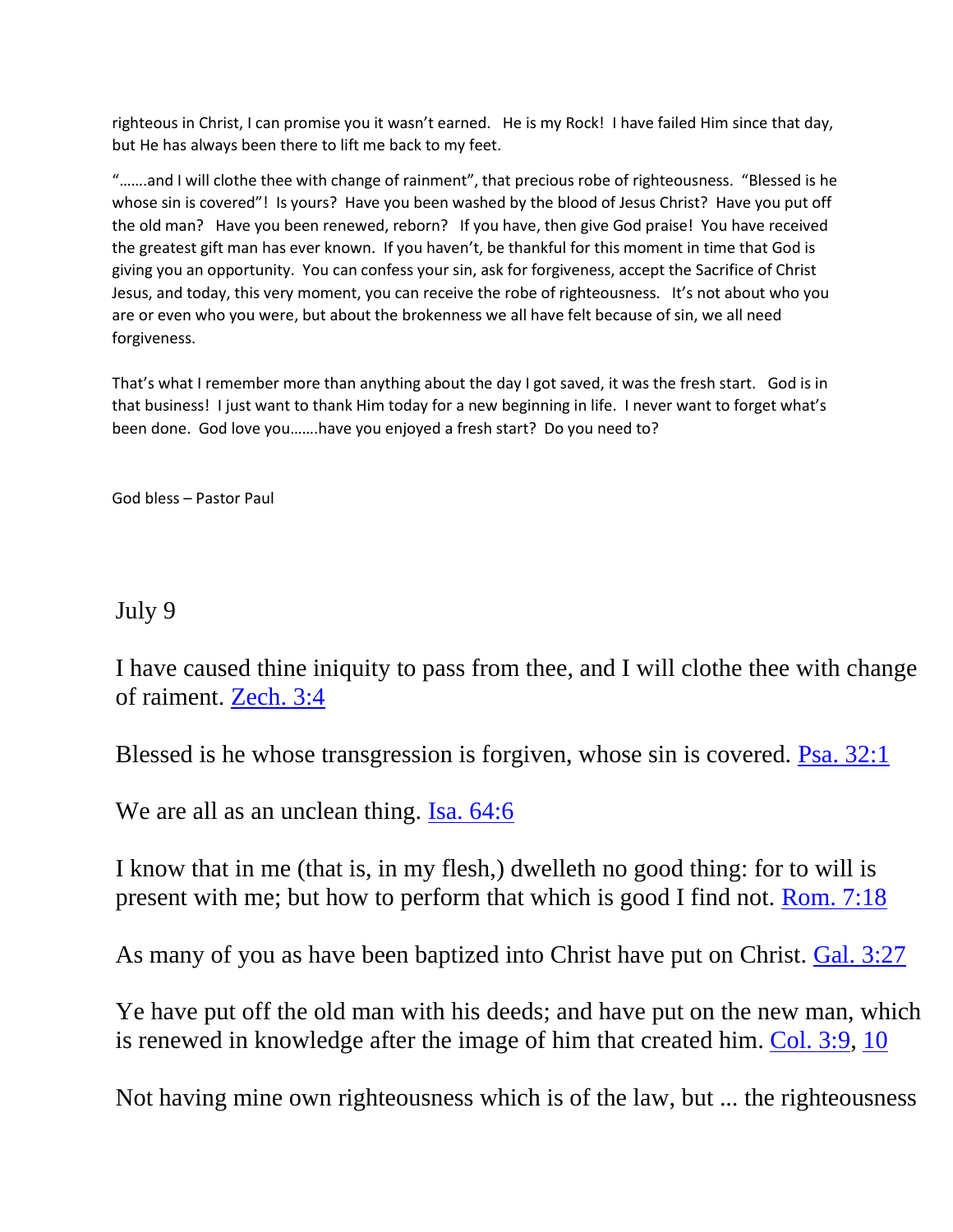righteous in Christ, I can promise you it wasn't earned. He is my Rock! I have failed Him since that day, but He has always been there to lift me back to my feet.

"…….and I will clothe thee with change of rainment", that precious robe of righteousness. "Blessed is he whose sin is covered"! Is yours? Have you been washed by the blood of Jesus Christ? Have you put off the old man? Have you been renewed, reborn? If you have, then give God praise! You have received the greatest gift man has ever known. If you haven't, be thankful for this moment in time that God is giving you an opportunity. You can confess your sin, ask for forgiveness, accept the Sacrifice of Christ Jesus, and today, this very moment, you can receive the robe of righteousness. It's not about who you are or even who you were, but about the brokenness we all have felt because of sin, we all need forgiveness.

That's what I remember more than anything about the day I got saved, it was the fresh start. God is in that business! I just want to thank Him today for a new beginning in life. I never want to forget what's been done. God love you…….have you enjoyed a fresh start? Do you need to?

God bless – Pastor Paul

## July 9

I have caused thine iniquity to pass from thee, and I will clothe thee with change of raiment. Zech. 3:4

Blessed is he whose transgression is forgiven, whose sin is covered. Psa. 32:1

We are all as an unclean thing. Isa. 64:6

I know that in me (that is, in my flesh,) dwelleth no good thing: for to will is present with me; but how to perform that which is good I find not. Rom. 7:18

As many of you as have been baptized into Christ have put on Christ. Gal. 3:27

Ye have put off the old man with his deeds; and have put on the new man, which is renewed in knowledge after the image of him that created him. Col. 3:9, 10

Not having mine own righteousness which is of the law, but ... the righteousness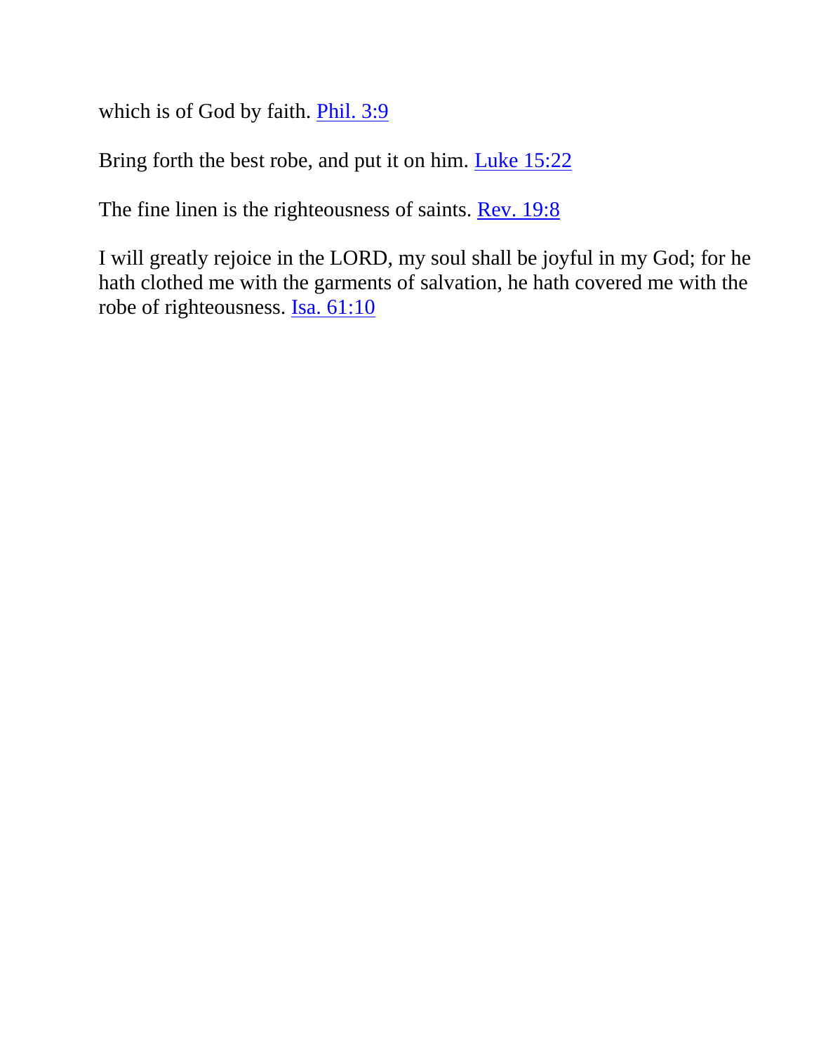which is of God by faith. Phil. 3:9

Bring forth the best robe, and put it on him. Luke 15:22

The fine linen is the righteousness of saints. Rev. 19:8

I will greatly rejoice in the LORD, my soul shall be joyful in my God; for he hath clothed me with the garments of salvation, he hath covered me with the robe of righteousness. Isa. 61:10